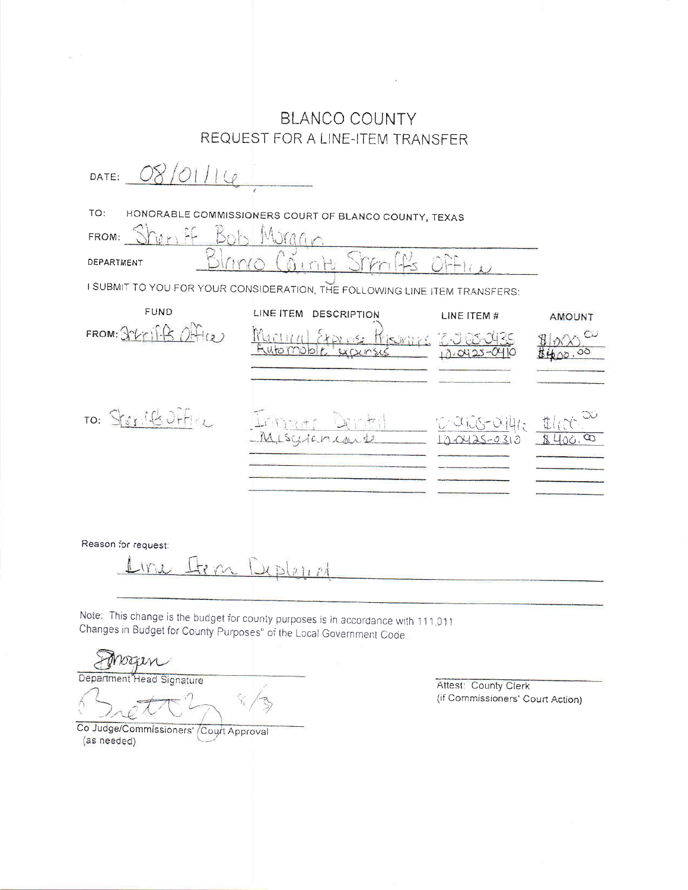# BLANCO COUNTY
## REQUEST FOR A LINE-ITEM TRANSFER

DATE: 08/01/16

TO: HONORABLE COMMISSIONERS COURT OF BLANCO COUNTY, TEXAS

FROM: Sheriff Bob Morgan

DEPARTMENT: Blanco County Sheriff's Office

I SUBMIT TO YOU FOR YOUR CONSIDERATION, THE FOLLOWING LINE ITEM TRANSFERS:

| | FUND | LINE ITEM DESCRIPTION | LINE ITEM # | AMOUNT |
|---|---|---|---|---|
| FROM: | Sheriff's Office | Medical Expense Prisoners | 10-0425-0435 | $1000.00 |
| | | Automobile expenses | 10-0425-0410 | $400.00 |
| TO: | Sheriff's Office | Inmate Dental | 10-0425-0416 | $1000.00 |
| | | Miscellaneous | 10-0425-0310 | $400.00 |

Reason for request:

Line Item Depleted

Note: This change is the budget for county purposes is in accordance with 111.011 Changes in Budget for County Purposes" of the Local Government Code.

Morgan
Department Head Signature

Brett 8/3
Co Judge/Commissioners' Court Approval
(as needed)

Attest: County Clerk
(if Commissioners' Court Action)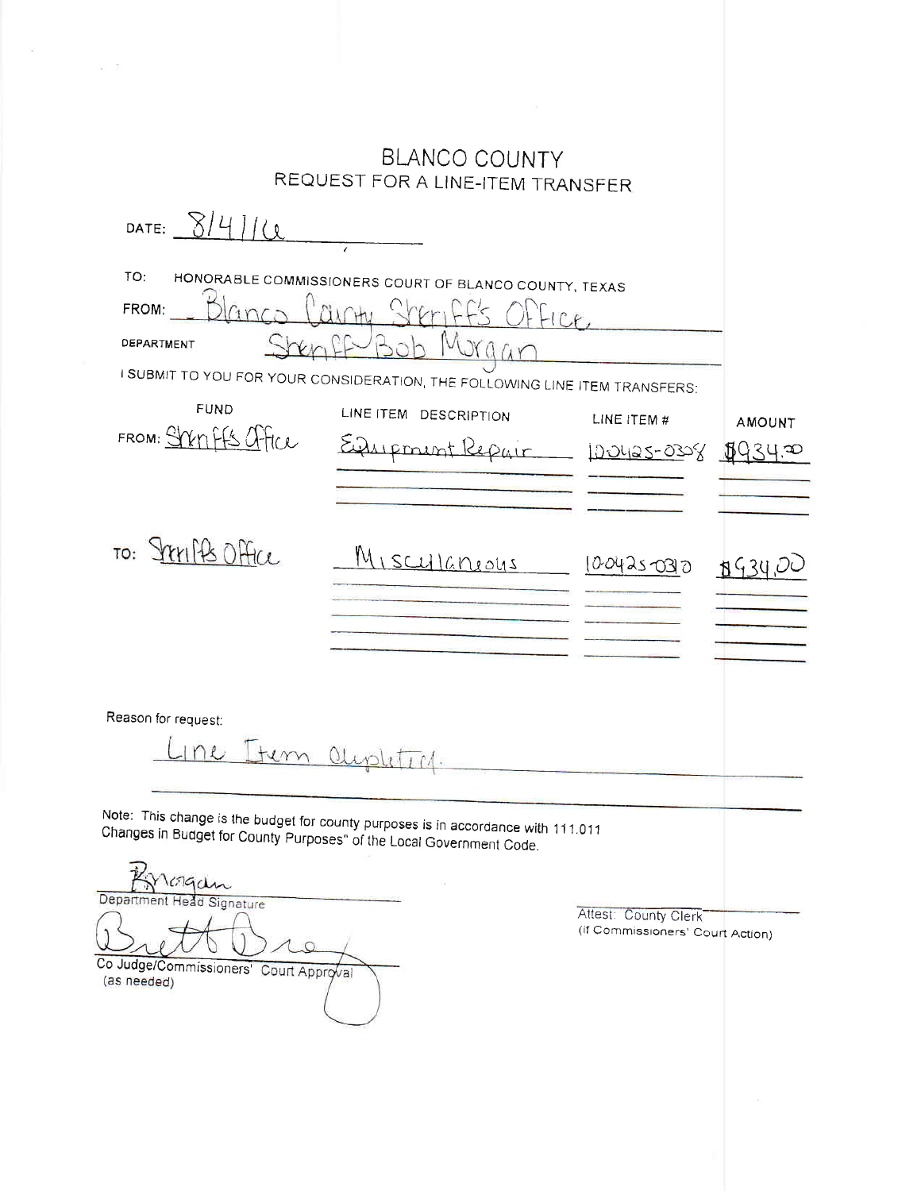# BLANCO COUNTY
## REQUEST FOR A LINE-ITEM TRANSFER

DATE: 8/4/16

TO: HONORABLE COMMISSIONERS COURT OF BLANCO COUNTY, TEXAS

FROM: Blanco County Sheriff's Office

DEPARTMENT: Sheriff Bob Morgan

I SUBMIT TO YOU FOR YOUR CONSIDERATION, THE FOLLOWING LINE ITEM TRANSFERS:

| FUND | LINE ITEM DESCRIPTION | LINE ITEM # | AMOUNT |
|---|---|---|---|
| FROM: Sheriffs Office | Equipment Repair | 10-0425-0308 | $934.00 |
| TO: Sheriffs Office | Miscellaneous | 10-0425-0310 | $934.00 |

Reason for request:

Line Item depleted.

Note: This change is the budget for county purposes is in accordance with 111.011 Changes in Budget for County Purposes" of the Local Government Code.

B Morgan
Department Head Signature

Brett Bray
Co Judge/Commissioners' Court Approval (as needed)

Attest: County Clerk
(if Commissioners' Court Action)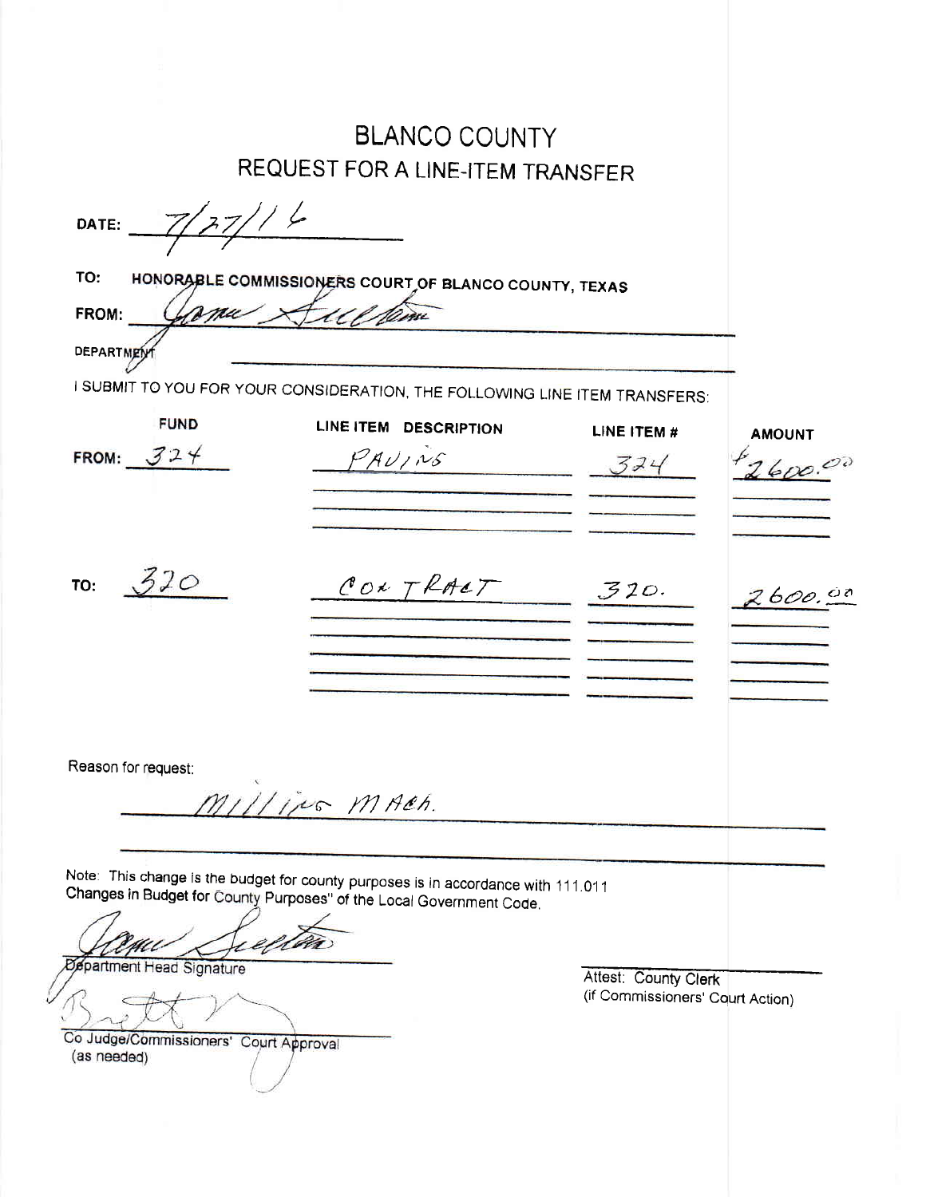# BLANCO COUNTY

## REQUEST FOR A LINE-ITEM TRANSFER

DATE: 7/27/16

TO: HONORABLE COMMISSIONERS COURT OF BLANCO COUNTY, TEXAS

FROM: James Sultemeier

DEPARTMENT: ______________________

I SUBMIT TO YOU FOR YOUR CONSIDERATION, THE FOLLOWING LINE ITEM TRANSFERS:

| | FUND | LINE ITEM DESCRIPTION | LINE ITEM # | AMOUNT |
|---|---|---|---|---|
| FROM: | 324 | PAVING | 324 | $2600.00 |
| TO: | 320 | CONTRACT | 320. | 2600.00 |

Reason for request:

Milling Mach.

Note: This change is the budget for county purposes is in accordance with 111.011 Changes in Budget for County Purposes" of the Local Government Code.

Department Head Signature

Co Judge/Commissioners' Court Approval (as needed)

Attest: County Clerk (if Commissioners' Court Action)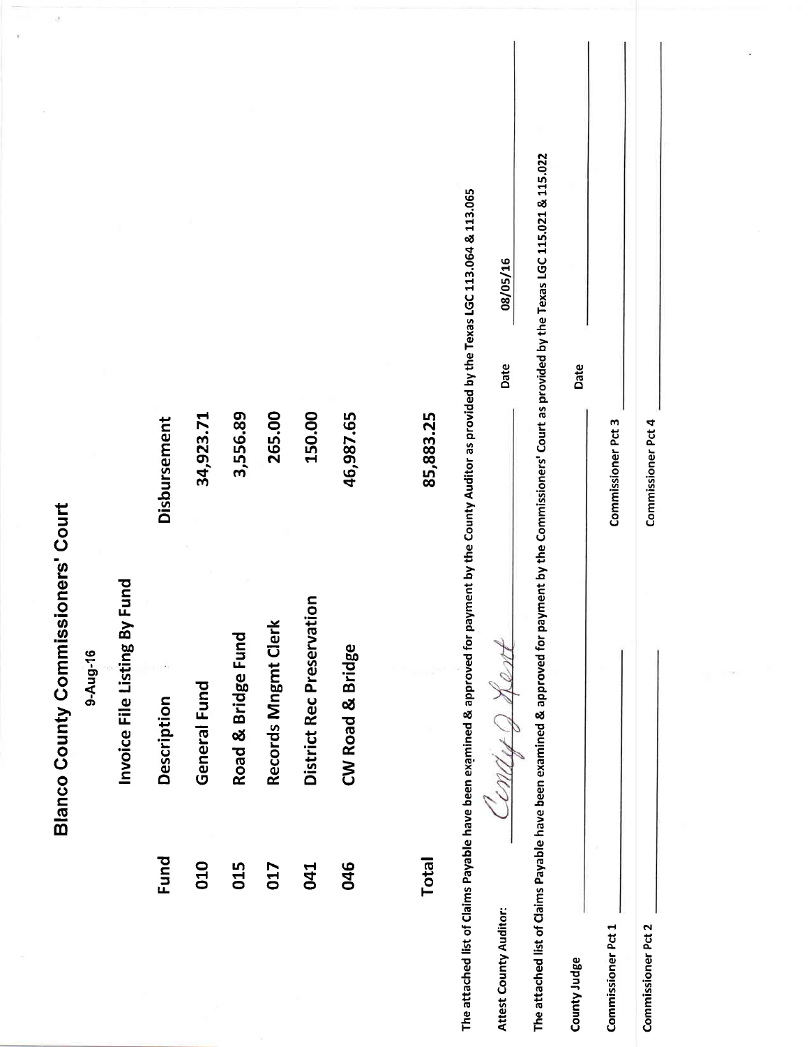# Blanco County Commissioners' Court

9-Aug-16

## Invoice File Listing By Fund

| Fund | Description | Disbursement |
|---|---|---|
| 010 | General Fund | 34,923.71 |
| 015 | Road & Bridge Fund | 3,556.89 |
| 017 | Records Mngmt Clerk | 265.00 |
| 041 | District Rec Preservation | 150.00 |
| 046 | CW Road & Bridge | 46,987.65 |
| Total | | 85,883.25 |

The attached list of Claims Payable have been examined & approved for payment by the County Auditor as provided by the Texas LGC 113.064 & 113.065

Attest County Auditor: *Cindy J Kent* Date 08/05/16

The attached list of Claims Payable have been examined & approved for payment by the Commissioners' Court as provided by the Texas LGC 115.021 & 115.022

County Judge ______________________ Date ______________________

Commissioner Pct 1 ______________________ Commissioner Pct 3 ______________________

Commissioner Pct 2 ______________________ Commissioner Pct 4 ______________________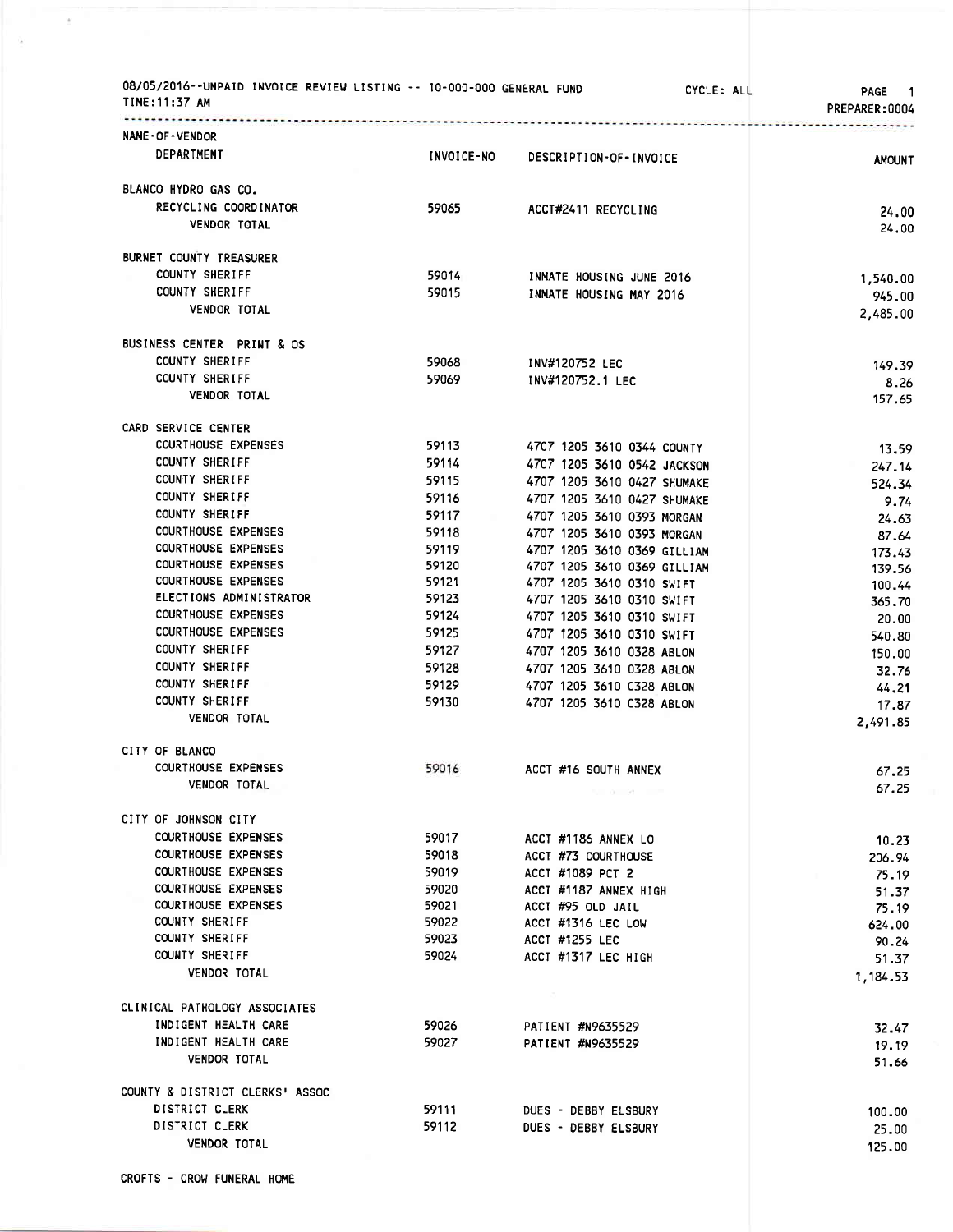08/05/2016--UNPAID INVOICE REVIEW LISTING -- 10-000-000 GENERAL FUND CYCLE: ALL

TIME:11:37 AM PREPARER:0004

| NAME-OF-VENDOR / DEPARTMENT | INVOICE-NO | DESCRIPTION-OF-INVOICE | AMOUNT |
|---|---|---|---|
| BLANCO HYDRO GAS CO. | | | |
| RECYCLING COORDINATOR | 59065 | ACCT#2411 RECYCLING | 24.00 |
| VENDOR TOTAL | | | 24.00 |
| BURNET COUNTY TREASURER | | | |
| COUNTY SHERIFF | 59014 | INMATE HOUSING JUNE 2016 | 1,540.00 |
| COUNTY SHERIFF | 59015 | INMATE HOUSING MAY 2016 | 945.00 |
| VENDOR TOTAL | | | 2,485.00 |
| BUSINESS CENTER PRINT & OS | | | |
| COUNTY SHERIFF | 59068 | INV#120752 LEC | 149.39 |
| COUNTY SHERIFF | 59069 | INV#120752.1 LEC | 8.26 |
| VENDOR TOTAL | | | 157.65 |
| CARD SERVICE CENTER | | | |
| COURTHOUSE EXPENSES | 59113 | 4707 1205 3610 0344 COUNTY | 13.59 |
| COUNTY SHERIFF | 59114 | 4707 1205 3610 0542 JACKSON | 247.14 |
| COUNTY SHERIFF | 59115 | 4707 1205 3610 0427 SHUMAKE | 524.34 |
| COUNTY SHERIFF | 59116 | 4707 1205 3610 0427 SHUMAKE | 9.74 |
| COUNTY SHERIFF | 59117 | 4707 1205 3610 0393 MORGAN | 24.63 |
| COURTHOUSE EXPENSES | 59118 | 4707 1205 3610 0393 MORGAN | 87.64 |
| COURTHOUSE EXPENSES | 59119 | 4707 1205 3610 0369 GILLIAM | 173.43 |
| COURTHOUSE EXPENSES | 59120 | 4707 1205 3610 0369 GILLIAM | 139.56 |
| COURTHOUSE EXPENSES | 59121 | 4707 1205 3610 0310 SWIFT | 100.44 |
| ELECTIONS ADMINISTRATOR | 59123 | 4707 1205 3610 0310 SWIFT | 365.70 |
| COURTHOUSE EXPENSES | 59124 | 4707 1205 3610 0310 SWIFT | 20.00 |
| COURTHOUSE EXPENSES | 59125 | 4707 1205 3610 0310 SWIFT | 540.80 |
| COUNTY SHERIFF | 59127 | 4707 1205 3610 0328 ABLON | 150.00 |
| COUNTY SHERIFF | 59128 | 4707 1205 3610 0328 ABLON | 32.76 |
| COUNTY SHERIFF | 59129 | 4707 1205 3610 0328 ABLON | 44.21 |
| COUNTY SHERIFF | 59130 | 4707 1205 3610 0328 ABLON | 17.87 |
| VENDOR TOTAL | | | 2,491.85 |
| CITY OF BLANCO | | | |
| COURTHOUSE EXPENSES | 59016 | ACCT #16 SOUTH ANNEX | 67.25 |
| VENDOR TOTAL | | | 67.25 |
| CITY OF JOHNSON CITY | | | |
| COURTHOUSE EXPENSES | 59017 | ACCT #1186 ANNEX LO | 10.23 |
| COURTHOUSE EXPENSES | 59018 | ACCT #73 COURTHOUSE | 206.94 |
| COURTHOUSE EXPENSES | 59019 | ACCT #1089 PCT 2 | 75.19 |
| COURTHOUSE EXPENSES | 59020 | ACCT #1187 ANNEX HIGH | 51.37 |
| COURTHOUSE EXPENSES | 59021 | ACCT #95 OLD JAIL | 75.19 |
| COUNTY SHERIFF | 59022 | ACCT #1316 LEC LOW | 624.00 |
| COUNTY SHERIFF | 59023 | ACCT #1255 LEC | 90.24 |
| COUNTY SHERIFF | 59024 | ACCT #1317 LEC HIGH | 51.37 |
| VENDOR TOTAL | | | 1,184.53 |
| CLINICAL PATHOLOGY ASSOCIATES | | | |
| INDIGENT HEALTH CARE | 59026 | PATIENT #N9635529 | 32.47 |
| INDIGENT HEALTH CARE | 59027 | PATIENT #N9635529 | 19.19 |
| VENDOR TOTAL | | | 51.66 |
| COUNTY & DISTRICT CLERKS' ASSOC | | | |
| DISTRICT CLERK | 59111 | DUES - DEBBY ELSBURY | 100.00 |
| DISTRICT CLERK | 59112 | DUES - DEBBY ELSBURY | 25.00 |
| VENDOR TOTAL | | | 125.00 |
| CROFTS - CROW FUNERAL HOME | | | |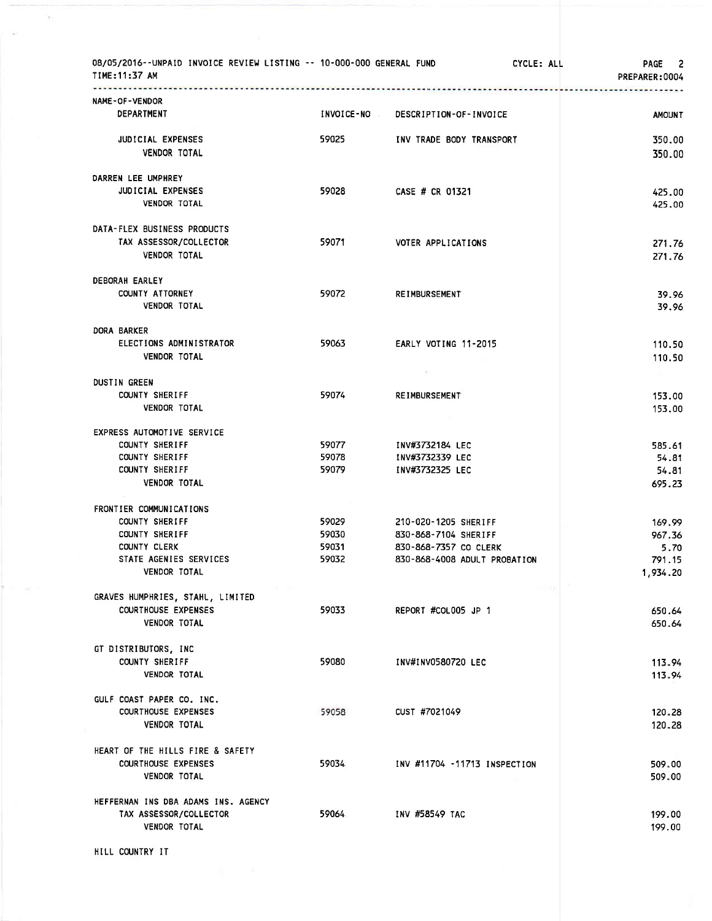08/05/2016--UNPAID INVOICE REVIEW LISTING -- 10-000-000 GENERAL FUND CYCLE: ALL
TIME:11:37 AM PREPARER:0004

| NAME-OF-VENDOR / DEPARTMENT | INVOICE-NO | DESCRIPTION-OF-INVOICE | AMOUNT |
|---|---|---|---|
| JUDICIAL EXPENSES | 59025 | INV TRADE BODY TRANSPORT | 350.00 |
| VENDOR TOTAL | | | 350.00 |
| **DARREN LEE UMPHREY** | | | |
| JUDICIAL EXPENSES | 59028 | CASE # CR 01321 | 425.00 |
| VENDOR TOTAL | | | 425.00 |
| **DATA-FLEX BUSINESS PRODUCTS** | | | |
| TAX ASSESSOR/COLLECTOR | 59071 | VOTER APPLICATIONS | 271.76 |
| VENDOR TOTAL | | | 271.76 |
| **DEBORAH EARLEY** | | | |
| COUNTY ATTORNEY | 59072 | REIMBURSEMENT | 39.96 |
| VENDOR TOTAL | | | 39.96 |
| **DORA BARKER** | | | |
| ELECTIONS ADMINISTRATOR | 59063 | EARLY VOTING 11-2015 | 110.50 |
| VENDOR TOTAL | | | 110.50 |
| **DUSTIN GREEN** | | | |
| COUNTY SHERIFF | 59074 | REIMBURSEMENT | 153.00 |
| VENDOR TOTAL | | | 153.00 |
| **EXPRESS AUTOMOTIVE SERVICE** | | | |
| COUNTY SHERIFF | 59077 | INV#3732184 LEC | 585.61 |
| COUNTY SHERIFF | 59078 | INV#3732339 LEC | 54.81 |
| COUNTY SHERIFF | 59079 | INV#3732325 LEC | 54.81 |
| VENDOR TOTAL | | | 695.23 |
| **FRONTIER COMMUNICATIONS** | | | |
| COUNTY SHERIFF | 59029 | 210-020-1205 SHERIFF | 169.99 |
| COUNTY SHERIFF | 59030 | 830-868-7104 SHERIFF | 967.36 |
| COUNTY CLERK | 59031 | 830-868-7357 CO CLERK | 5.70 |
| STATE AGENIES SERVICES | 59032 | 830-868-4008 ADULT PROBATION | 791.15 |
| VENDOR TOTAL | | | 1,934.20 |
| **GRAVES HUMPHRIES, STAHL, LIMITED** | | | |
| COURTHOUSE EXPENSES | 59033 | REPORT #COL005 JP 1 | 650.64 |
| VENDOR TOTAL | | | 650.64 |
| **GT DISTRIBUTORS, INC** | | | |
| COUNTY SHERIFF | 59080 | INV#INV0580720 LEC | 113.94 |
| VENDOR TOTAL | | | 113.94 |
| **GULF COAST PAPER CO. INC.** | | | |
| COURTHOUSE EXPENSES | 59058 | CUST #7021049 | 120.28 |
| VENDOR TOTAL | | | 120.28 |
| **HEART OF THE HILLS FIRE & SAFETY** | | | |
| COURTHOUSE EXPENSES | 59034 | INV #11704 -11713 INSPECTION | 509.00 |
| VENDOR TOTAL | | | 509.00 |
| **HEFFERNAN INS DBA ADAMS INS. AGENCY** | | | |
| TAX ASSESSOR/COLLECTOR | 59064 | INV #58549 TAC | 199.00 |
| VENDOR TOTAL | | | 199.00 |
| **HILL COUNTRY IT** | | | |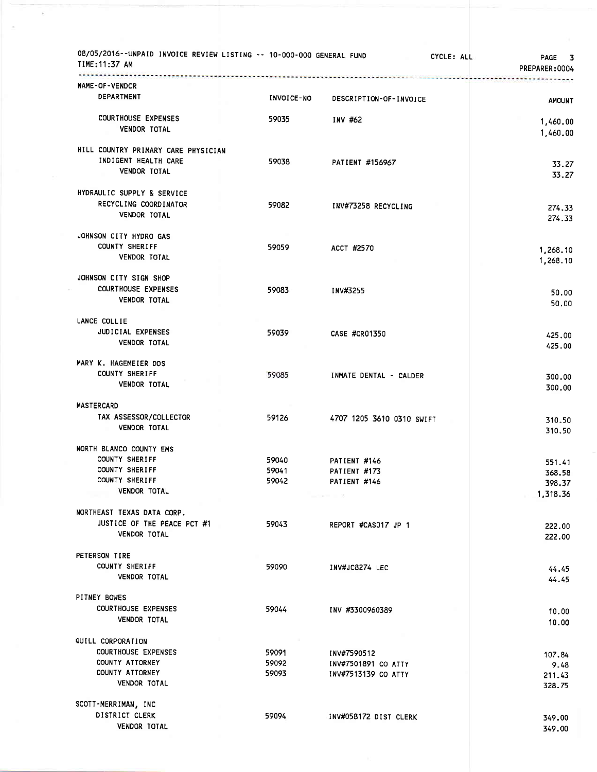08/05/2016--UNPAID INVOICE REVIEW LISTING -- 10-000-000 GENERAL FUND CYCLE: ALL
TIME:11:37 AM PREPARER:0004

| NAME-OF-VENDOR / DEPARTMENT | INVOICE-NO | DESCRIPTION-OF-INVOICE | AMOUNT |
|---|---|---|---|
| COURTHOUSE EXPENSES | 59035 | INV #62 | 1,460.00 |
| VENDOR TOTAL | | | 1,460.00 |
| HILL COUNTRY PRIMARY CARE PHYSICIAN | | | |
| INDIGENT HEALTH CARE | 59038 | PATIENT #156967 | 33.27 |
| VENDOR TOTAL | | | 33.27 |
| HYDRAULIC SUPPLY & SERVICE | | | |
| RECYCLING COORDINATOR | 59082 | INV#73258 RECYCLING | 274.33 |
| VENDOR TOTAL | | | 274.33 |
| JOHNSON CITY HYDRO GAS | | | |
| COUNTY SHERIFF | 59059 | ACCT #2570 | 1,268.10 |
| VENDOR TOTAL | | | 1,268.10 |
| JOHNSON CITY SIGN SHOP | | | |
| COURTHOUSE EXPENSES | 59083 | INV#3255 | 50.00 |
| VENDOR TOTAL | | | 50.00 |
| LANCE COLLIE | | | |
| JUDICIAL EXPENSES | 59039 | CASE #CR01350 | 425.00 |
| VENDOR TOTAL | | | 425.00 |
| MARY K. HAGEMEIER DDS | | | |
| COUNTY SHERIFF | 59085 | INMATE DENTAL - CALDER | 300.00 |
| VENDOR TOTAL | | | 300.00 |
| MASTERCARD | | | |
| TAX ASSESSOR/COLLECTOR | 59126 | 4707 1205 3610 0310 SWIFT | 310.50 |
| VENDOR TOTAL | | | 310.50 |
| NORTH BLANCO COUNTY EMS | | | |
| COUNTY SHERIFF | 59040 | PATIENT #146 | 551.41 |
| COUNTY SHERIFF | 59041 | PATIENT #173 | 368.58 |
| COUNTY SHERIFF | 59042 | PATIENT #146 | 398.37 |
| VENDOR TOTAL | | | 1,318.36 |
| NORTHEAST TEXAS DATA CORP. | | | |
| JUSTICE OF THE PEACE PCT #1 | 59043 | REPORT #CAS017 JP 1 | 222.00 |
| VENDOR TOTAL | | | 222.00 |
| PETERSON TIRE | | | |
| COUNTY SHERIFF | 59090 | INV#JC8274 LEC | 44.45 |
| VENDOR TOTAL | | | 44.45 |
| PITNEY BOWES | | | |
| COURTHOUSE EXPENSES | 59044 | INV #3300960389 | 10.00 |
| VENDOR TOTAL | | | 10.00 |
| QUILL CORPORATION | | | |
| COURTHOUSE EXPENSES | 59091 | INV#7590512 | 107.84 |
| COUNTY ATTORNEY | 59092 | INV#7501891 CO ATTY | 9.48 |
| COUNTY ATTORNEY | 59093 | INV#7513139 CO ATTY | 211.43 |
| VENDOR TOTAL | | | 328.75 |
| SCOTT-MERRIMAN, INC | | | |
| DISTRICT CLERK | 59094 | INV#058172 DIST CLERK | 349.00 |
| VENDOR TOTAL | | | 349.00 |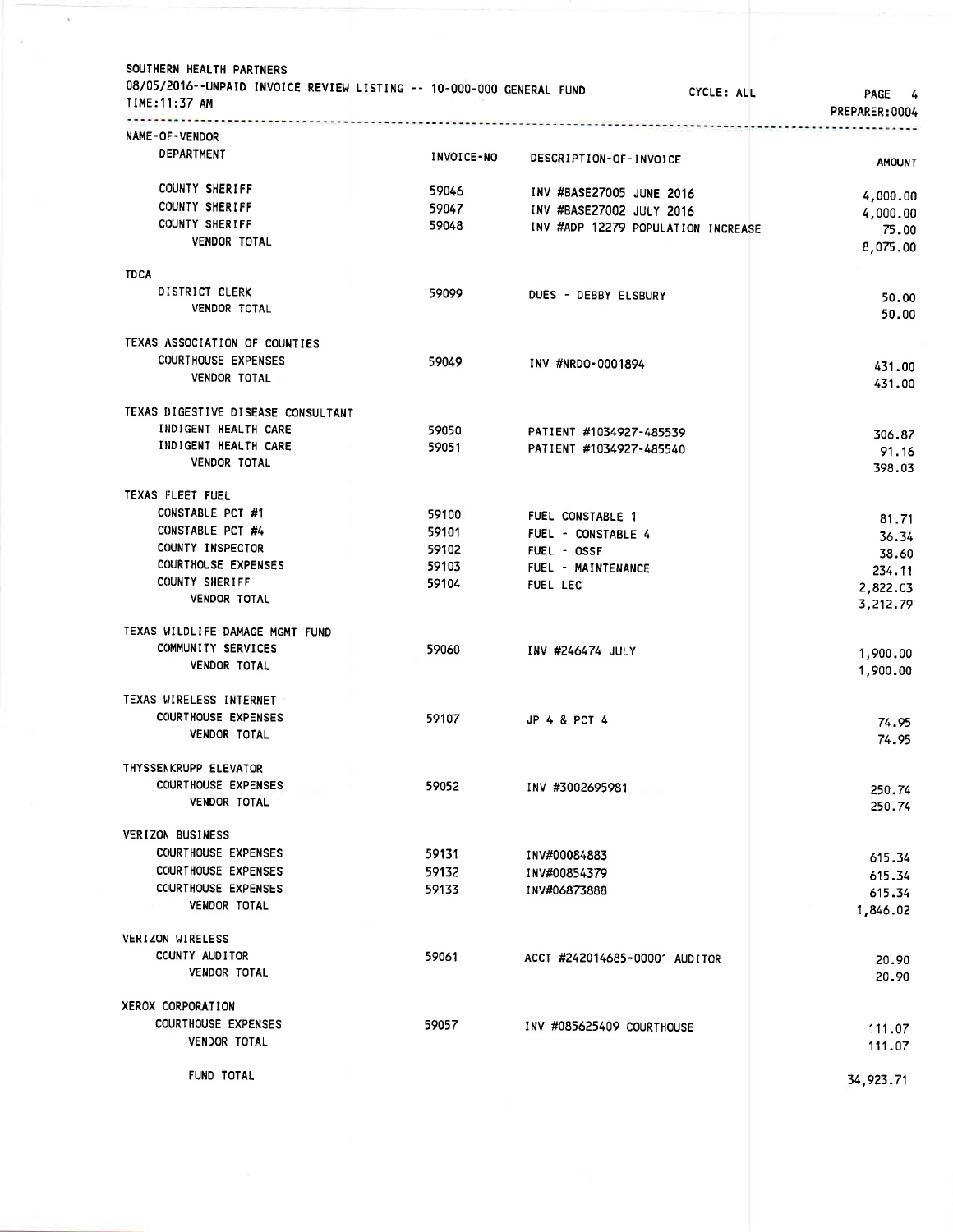SOUTHERN HEALTH PARTNERS

08/05/2016--UNPAID INVOICE REVIEW LISTING -- 10-000-000 GENERAL FUND CYCLE: ALL

TIME:11:37 AM PREPARER:0004

| NAME-OF-VENDOR / DEPARTMENT | INVOICE-NO | DESCRIPTION-OF-INVOICE | AMOUNT |
|---|---|---|---|
| COUNTY SHERIFF | 59046 | INV #BASE27005 JUNE 2016 | 4,000.00 |
| COUNTY SHERIFF | 59047 | INV #BASE27002 JULY 2016 | 4,000.00 |
| COUNTY SHERIFF | 59048 | INV #ADP 12279 POPULATION INCREASE | 75.00 |
| VENDOR TOTAL | | | 8,075.00 |
| **TDCA** | | | |
| DISTRICT CLERK | 59099 | DUES - DEBBY ELSBURY | 50.00 |
| VENDOR TOTAL | | | 50.00 |
| **TEXAS ASSOCIATION OF COUNTIES** | | | |
| COURTHOUSE EXPENSES | 59049 | INV #NRDO-0001894 | 431.00 |
| VENDOR TOTAL | | | 431.00 |
| **TEXAS DIGESTIVE DISEASE CONSULTANT** | | | |
| INDIGENT HEALTH CARE | 59050 | PATIENT #1034927-485539 | 306.87 |
| INDIGENT HEALTH CARE | 59051 | PATIENT #1034927-485540 | 91.16 |
| VENDOR TOTAL | | | 398.03 |
| **TEXAS FLEET FUEL** | | | |
| CONSTABLE PCT #1 | 59100 | FUEL CONSTABLE 1 | 81.71 |
| CONSTABLE PCT #4 | 59101 | FUEL - CONSTABLE 4 | 36.34 |
| COUNTY INSPECTOR | 59102 | FUEL - OSSF | 38.60 |
| COURTHOUSE EXPENSES | 59103 | FUEL - MAINTENANCE | 234.11 |
| COUNTY SHERIFF | 59104 | FUEL LEC | 2,822.03 |
| VENDOR TOTAL | | | 3,212.79 |
| **TEXAS WILDLIFE DAMAGE MGMT FUND** | | | |
| COMMUNITY SERVICES | 59060 | INV #246474 JULY | 1,900.00 |
| VENDOR TOTAL | | | 1,900.00 |
| **TEXAS WIRELESS INTERNET** | | | |
| COURTHOUSE EXPENSES | 59107 | JP 4 & PCT 4 | 74.95 |
| VENDOR TOTAL | | | 74.95 |
| **THYSSENKRUPP ELEVATOR** | | | |
| COURTHOUSE EXPENSES | 59052 | INV #3002695981 | 250.74 |
| VENDOR TOTAL | | | 250.74 |
| **VERIZON BUSINESS** | | | |
| COURTHOUSE EXPENSES | 59131 | INV#00084883 | 615.34 |
| COURTHOUSE EXPENSES | 59132 | INV#00854379 | 615.34 |
| COURTHOUSE EXPENSES | 59133 | INV#06873888 | 615.34 |
| VENDOR TOTAL | | | 1,846.02 |
| **VERIZON WIRELESS** | | | |
| COUNTY AUDITOR | 59061 | ACCT #242014685-00001 AUDITOR | 20.90 |
| VENDOR TOTAL | | | 20.90 |
| **XEROX CORPORATION** | | | |
| COURTHOUSE EXPENSES | 59057 | INV #085625409 COURTHOUSE | 111.07 |
| VENDOR TOTAL | | | 111.07 |
| FUND TOTAL | | | 34,923.71 |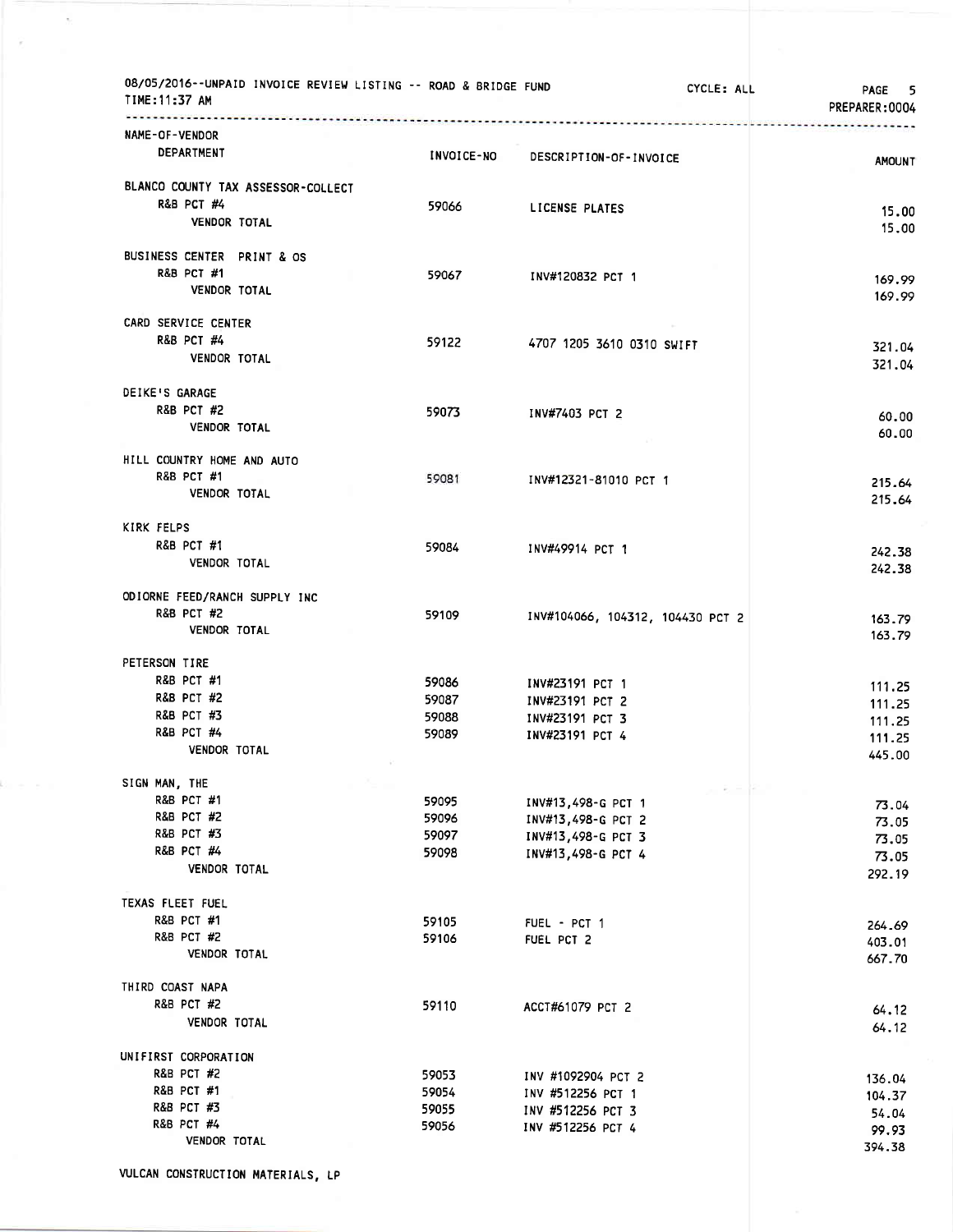08/05/2016--UNPAID INVOICE REVIEW LISTING -- ROAD & BRIDGE FUND CYCLE: ALL PAGE 5
TIME:11:37 AM PREPARER:0004

| NAME-OF-VENDOR / DEPARTMENT | INVOICE-NO | DESCRIPTION-OF-INVOICE | AMOUNT |
|---|---|---|---|
| BLANCO COUNTY TAX ASSESSOR-COLLECT | | | |
| R&B PCT #4 | 59066 | LICENSE PLATES | 15.00 |
| VENDOR TOTAL | | | 15.00 |
| BUSINESS CENTER PRINT & OS | | | |
| R&B PCT #1 | 59067 | INV#120832 PCT 1 | 169.99 |
| VENDOR TOTAL | | | 169.99 |
| CARD SERVICE CENTER | | | |
| R&B PCT #4 | 59122 | 4707 1205 3610 0310 SWIFT | 321.04 |
| VENDOR TOTAL | | | 321.04 |
| DEIKE'S GARAGE | | | |
| R&B PCT #2 | 59073 | INV#7403 PCT 2 | 60.00 |
| VENDOR TOTAL | | | 60.00 |
| HILL COUNTRY HOME AND AUTO | | | |
| R&B PCT #1 | 59081 | INV#12321-81010 PCT 1 | 215.64 |
| VENDOR TOTAL | | | 215.64 |
| KIRK FELPS | | | |
| R&B PCT #1 | 59084 | INV#49914 PCT 1 | 242.38 |
| VENDOR TOTAL | | | 242.38 |
| ODIORNE FEED/RANCH SUPPLY INC | | | |
| R&B PCT #2 | 59109 | INV#104066, 104312, 104430 PCT 2 | 163.79 |
| VENDOR TOTAL | | | 163.79 |
| PETERSON TIRE | | | |
| R&B PCT #1 | 59086 | INV#23191 PCT 1 | 111.25 |
| R&B PCT #2 | 59087 | INV#23191 PCT 2 | 111.25 |
| R&B PCT #3 | 59088 | INV#23191 PCT 3 | 111.25 |
| R&B PCT #4 | 59089 | INV#23191 PCT 4 | 111.25 |
| VENDOR TOTAL | | | 445.00 |
| SIGN MAN, THE | | | |
| R&B PCT #1 | 59095 | INV#13,498-G PCT 1 | 73.04 |
| R&B PCT #2 | 59096 | INV#13,498-G PCT 2 | 73.05 |
| R&B PCT #3 | 59097 | INV#13,498-G PCT 3 | 73.05 |
| R&B PCT #4 | 59098 | INV#13,498-G PCT 4 | 73.05 |
| VENDOR TOTAL | | | 292.19 |
| TEXAS FLEET FUEL | | | |
| R&B PCT #1 | 59105 | FUEL - PCT 1 | 264.69 |
| R&B PCT #2 | 59106 | FUEL PCT 2 | 403.01 |
| VENDOR TOTAL | | | 667.70 |
| THIRD COAST NAPA | | | |
| R&B PCT #2 | 59110 | ACCT#61079 PCT 2 | 64.12 |
| VENDOR TOTAL | | | 64.12 |
| UNIFIRST CORPORATION | | | |
| R&B PCT #2 | 59053 | INV #1092904 PCT 2 | 136.04 |
| R&B PCT #1 | 59054 | INV #512256 PCT 1 | 104.37 |
| R&B PCT #3 | 59055 | INV #512256 PCT 3 | 54.04 |
| R&B PCT #4 | 59056 | INV #512256 PCT 4 | 99.93 |
| VENDOR TOTAL | | | 394.38 |
| VULCAN CONSTRUCTION MATERIALS, LP | | | |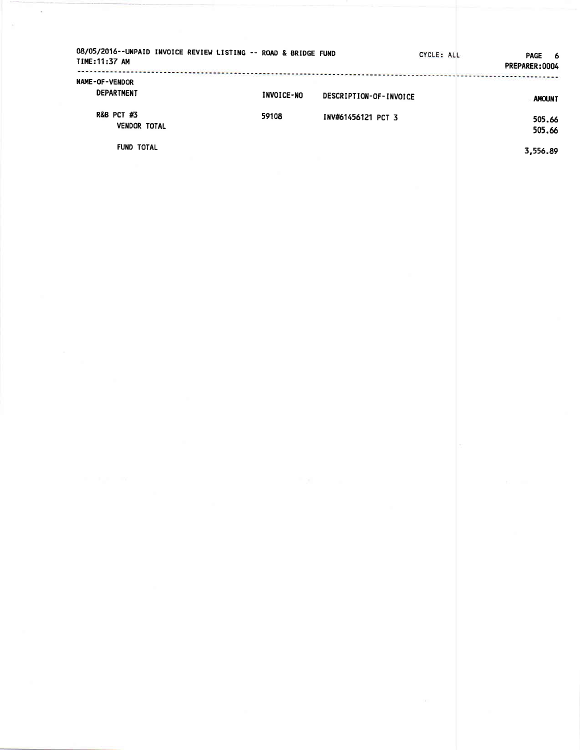08/05/2016--UNPAID INVOICE REVIEW LISTING -- ROAD & BRIDGE FUND CYCLE: ALL PREPARER:0004
TIME:11:37 AM

| NAME-OF-VENDOR<br>DEPARTMENT | INVOICE-NO | DESCRIPTION-OF-INVOICE | AMOUNT |
|---|---|---|---|
| R&B PCT #3 | 59108 | INV#61456121 PCT 3 | 505.66 |
| VENDOR TOTAL | | | 505.66 |
| FUND TOTAL | | | 3,556.89 |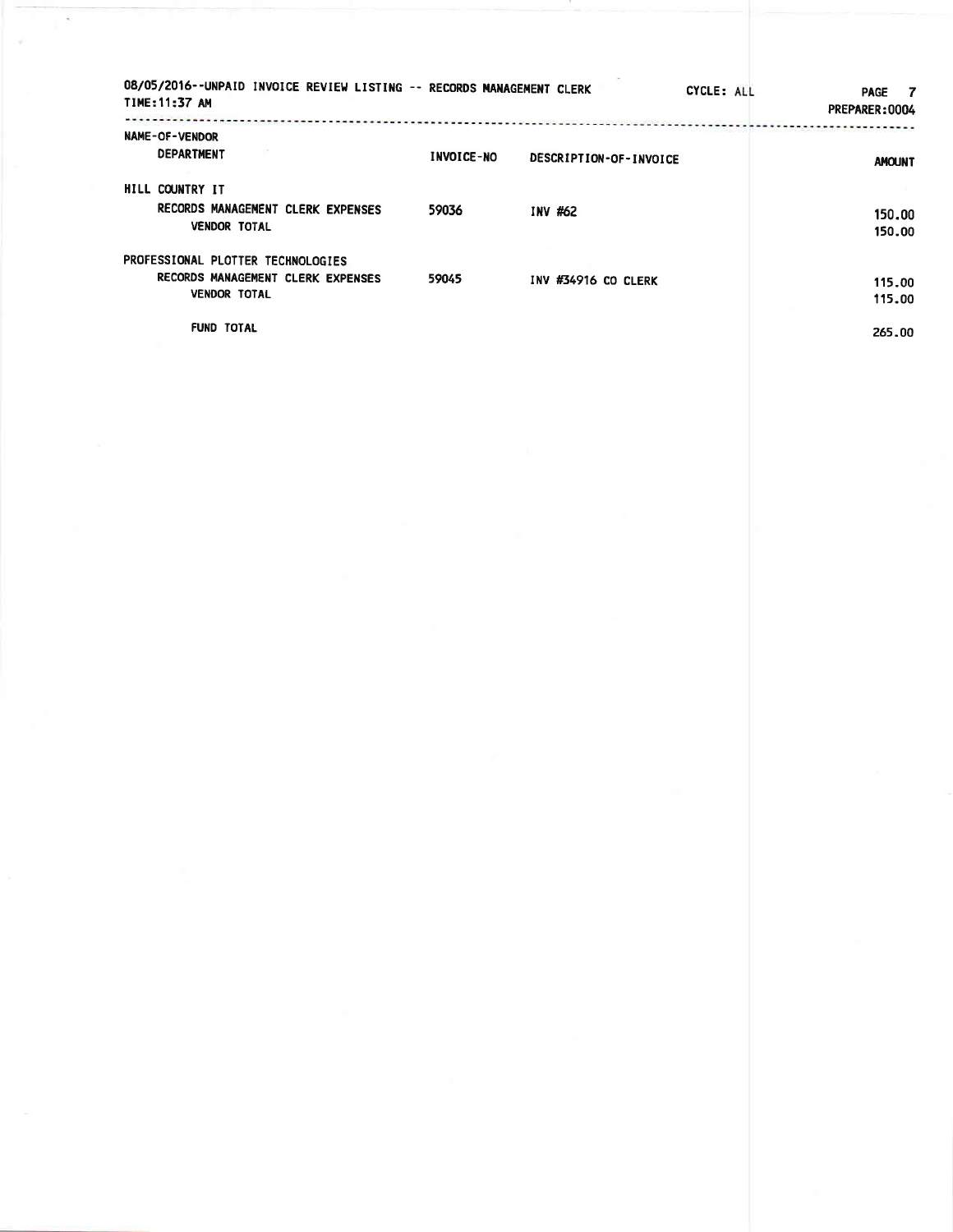08/05/2016--UNPAID INVOICE REVIEW LISTING -- RECORDS MANAGEMENT CLERK CYCLE: ALL PREPARER:0004
TIME:11:37 AM

| NAME-OF-VENDOR<br>DEPARTMENT | INVOICE-NO | DESCRIPTION-OF-INVOICE | AMOUNT |
|---|---|---|---|
| HILL COUNTRY IT | | | |
| RECORDS MANAGEMENT CLERK EXPENSES | 59036 | INV #62 | 150.00 |
| VENDOR TOTAL | | | 150.00 |
| PROFESSIONAL PLOTTER TECHNOLOGIES | | | |
| RECORDS MANAGEMENT CLERK EXPENSES | 59045 | INV #34916 CO CLERK | 115.00 |
| VENDOR TOTAL | | | 115.00 |
| FUND TOTAL | | | 265.00 |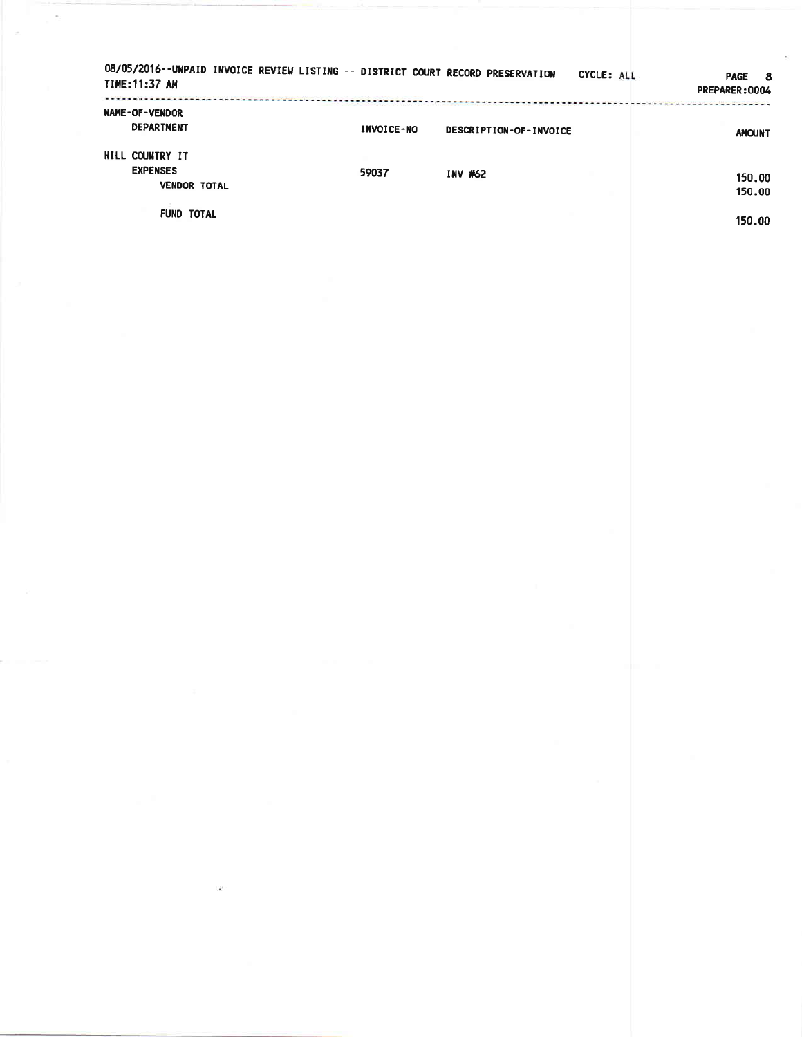08/05/2016--UNPAID INVOICE REVIEW LISTING -- DISTRICT COURT RECORD PRESERVATION CYCLE: ALL

TIME:11:37 AM

PREPARER:0004

| NAME-OF-VENDOR DEPARTMENT | INVOICE-NO | DESCRIPTION-OF-INVOICE | AMOUNT |
|---|---|---|---|
| HILL COUNTRY IT | | | |
| EXPENSES | 59037 | INV #62 | 150.00 |
| VENDOR TOTAL | | | 150.00 |
| FUND TOTAL | | | 150.00 |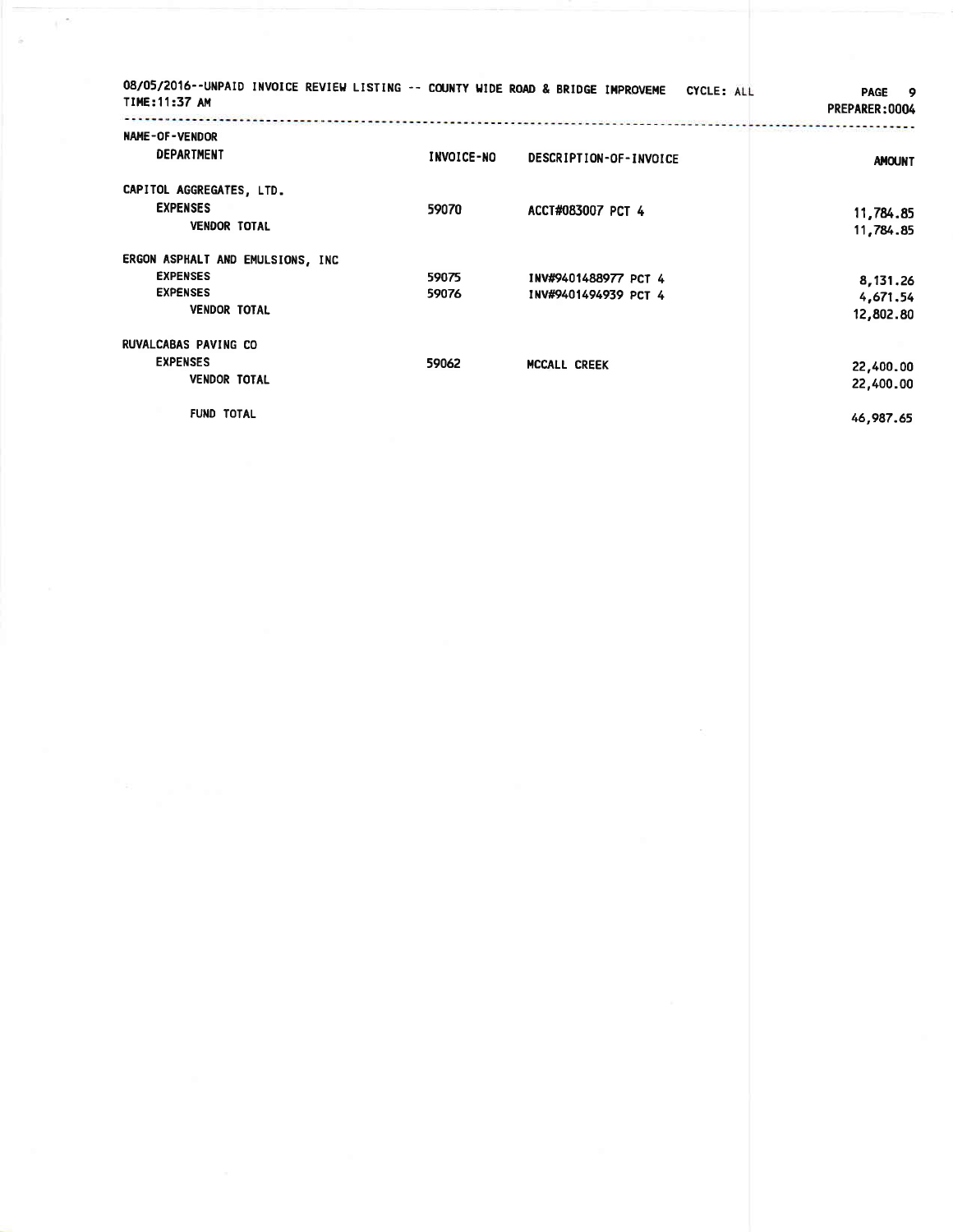08/05/2016--UNPAID INVOICE REVIEW LISTING -- COUNTY WIDE ROAD & BRIDGE IMPROVEME CYCLE: ALL

TIME:11:37 AM

PREPARER:0004

| NAME-OF-VENDOR DEPARTMENT | INVOICE-NO | DESCRIPTION-OF-INVOICE | AMOUNT |
|---|---|---|---|
| CAPITOL AGGREGATES, LTD. | | | |
| EXPENSES | 59070 | ACCT#083007 PCT 4 | 11,784.85 |
| VENDOR TOTAL | | | 11,784.85 |
| ERGON ASPHALT AND EMULSIONS, INC | | | |
| EXPENSES | 59075 | INV#9401488977 PCT 4 | 8,131.26 |
| EXPENSES | 59076 | INV#9401494939 PCT 4 | 4,671.54 |
| VENDOR TOTAL | | | 12,802.80 |
| RUVALCABAS PAVING CO | | | |
| EXPENSES | 59062 | MCCALL CREEK | 22,400.00 |
| VENDOR TOTAL | | | 22,400.00 |
| FUND TOTAL | | | 46,987.65 |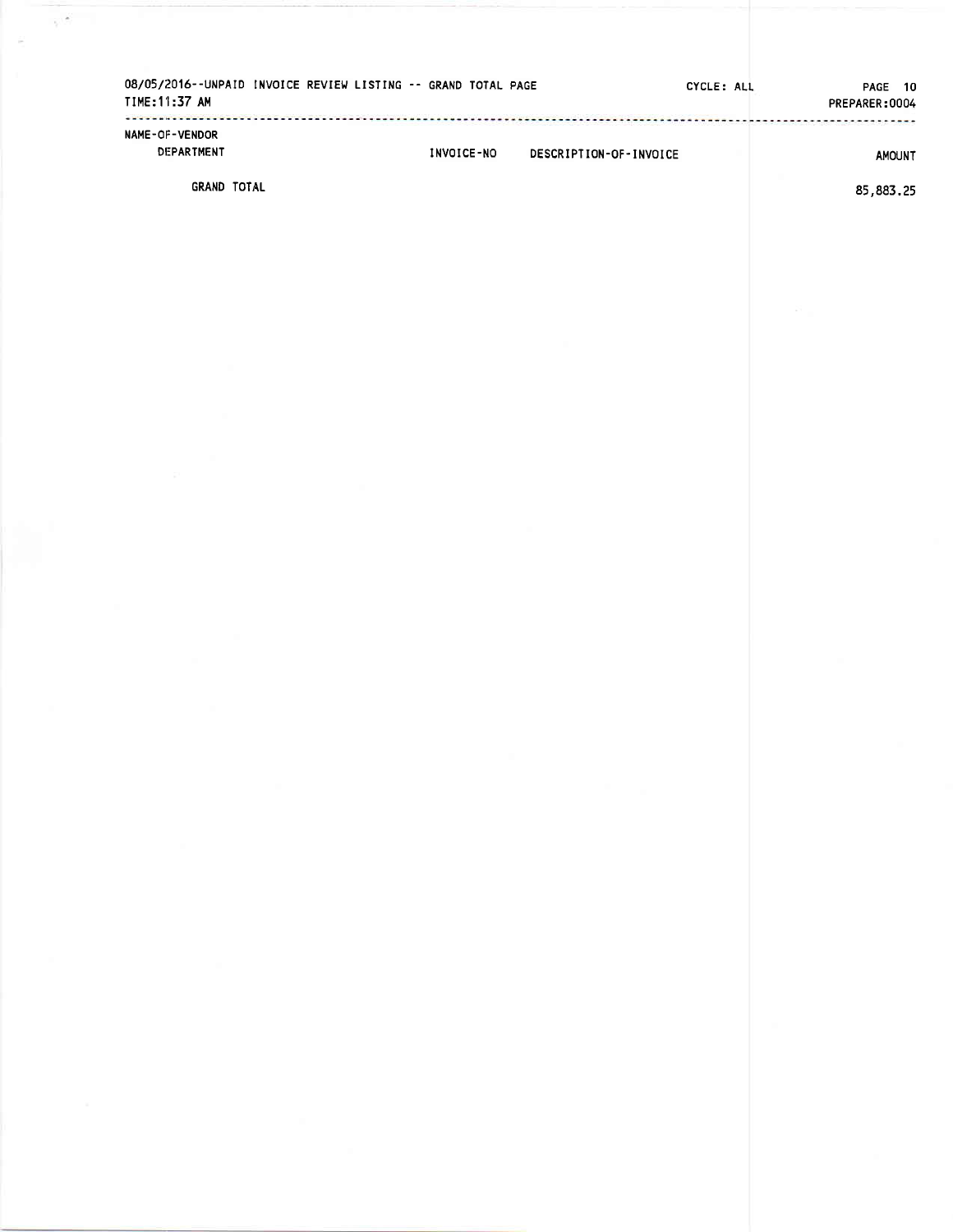08/05/2016--UNPAID INVOICE REVIEW LISTING -- GRAND TOTAL PAGE    CYCLE: ALL    PREPARER:0004
TIME:11:37 AM

| NAME-OF-VENDOR DEPARTMENT | INVOICE-NO | DESCRIPTION-OF-INVOICE | AMOUNT |
|---|---|---|---|
| GRAND TOTAL | | | 85,883.25 |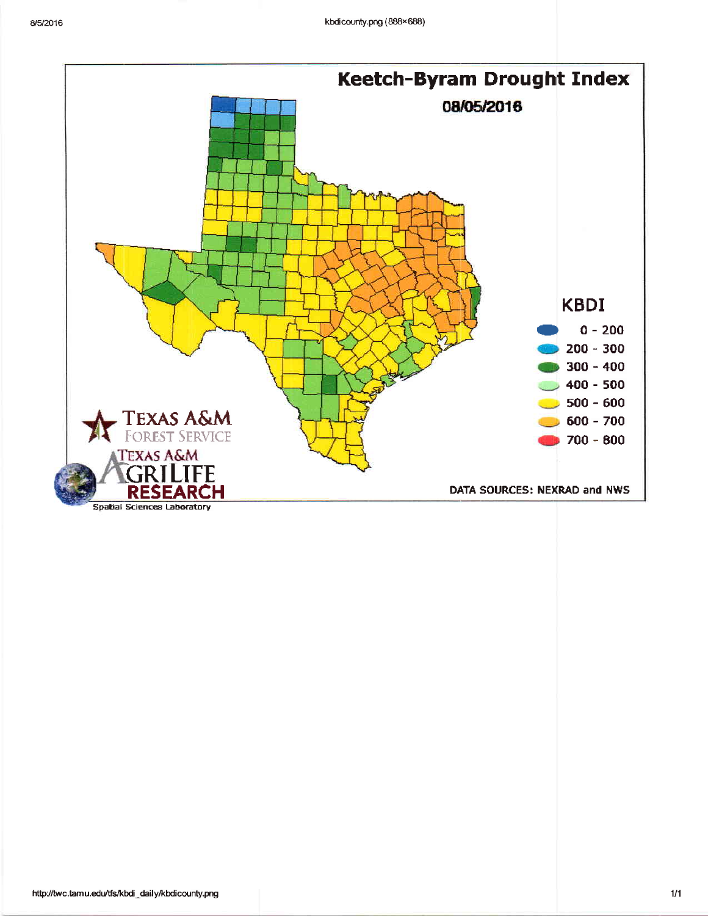# Keetch-Byram Drought Index

**08/05/2016**

**KBDI**

- 0 - 200
- 200 - 300
- 300 - 400
- 400 - 500
- 500 - 600
- 600 - 700
- 700 - 800

TEXAS A&M FOREST SERVICE

TEXAS A&M AGRILIFE RESEARCH

Spatial Sciences Laboratory

DATA SOURCES: NEXRAD and NWS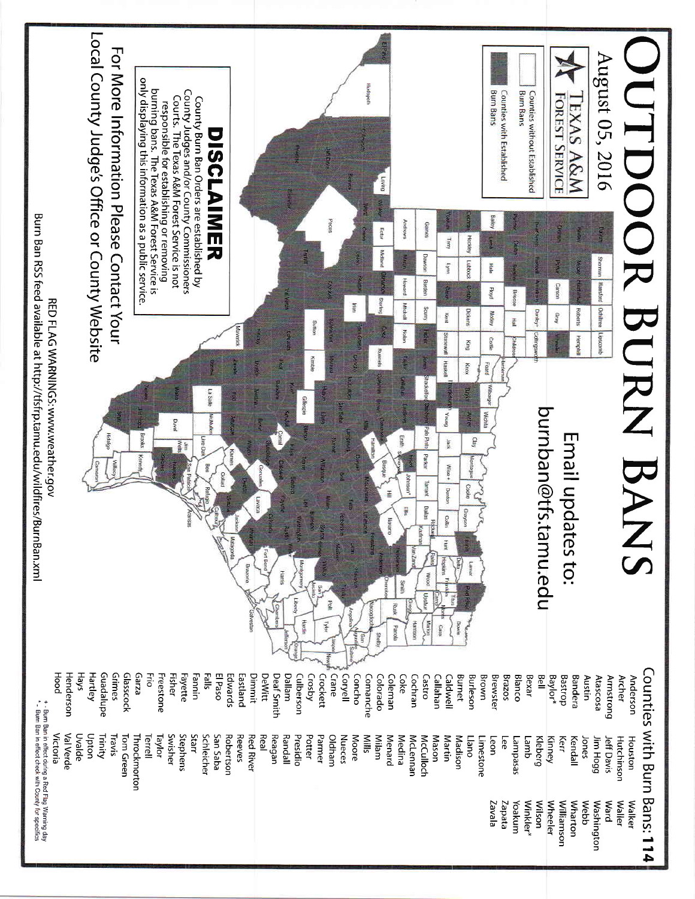# OUTDOOR BURN BANS

August 05, 2016

TEXAS A&M FOREST SERVICE

Email updates to: burnban@tfs.tamu.edu

Counties without Established Burn Bans

Counties with Established Burn Bans

## DISCLAIMER

County Burn Ban Orders are established by County Judges and/or County Commissioners Courts. The Texas A&M Forest Service is not responsible for establishing or removing burning bans. The Texas A&M Forest Service is only displaying this information as a public service.

For More Information Please Contact Your Local County Judge's Office or County Website

RED FLAG WARNINGS: www.weather.gov

Burn Ban RSS feed available at http://tfsfrp.tamu.edu/wildfires/BurnBan.xml

## Counties With Burn Bans: 114

Anderson
Archer
Armstrong
Atascosa
Austin
Bandera
Bastrop
Baylor*
Bell
Bexar
Blanco
Brazos
Brewster
Brown
Burleson
Burnet
Caldwell
Callahan
Castro
Cochran
Coke
Coleman
Colorado
Comanche
Concho
Coryell
Crane
Crockett
Crosby
Culberson
Dallam
Deaf Smith
DeWitt
Dimmit
Eastland
Edwards
El Paso
Falls
Fannin
Fayette
Fisher
Freestone
Frio
Garza
Glasscock
Grimes
Guadalupe
Hartley
Hays
Henderson
Hood
Houston
Hutchinson
Jeff Davis
Jim Hogg
Jones
Kendall
Kerr
Kinney
Kleberg
Lamb
Lampasas
Lee
Leon
Limestone
Llano
Madison
Martin
Mason
McCulloch
McLennan
Medina
Menard
Milam
Mills
Moore
Nueces
Oldham
Parmer
Potter
Presidio
Randall
Reagan
Real
Red River
Reeves
Robertson
San Saba
Schleicher
Starr
Stephens
Swisher
Taylor
Terrell
Throckmorton
Tom Green
Travis
Trinity
Upton
Uvalde
Val Verde
Victoria
Walker
Waller
Ward
Washington
Webb
Wharton
Williamson
Wheeler
Wilson
Winkler*
Yoakum
Zapata
Zavala

+ - Burn Ban in effect during a Red Flag Warning day
* - Burn Ban in effect check with County for specifics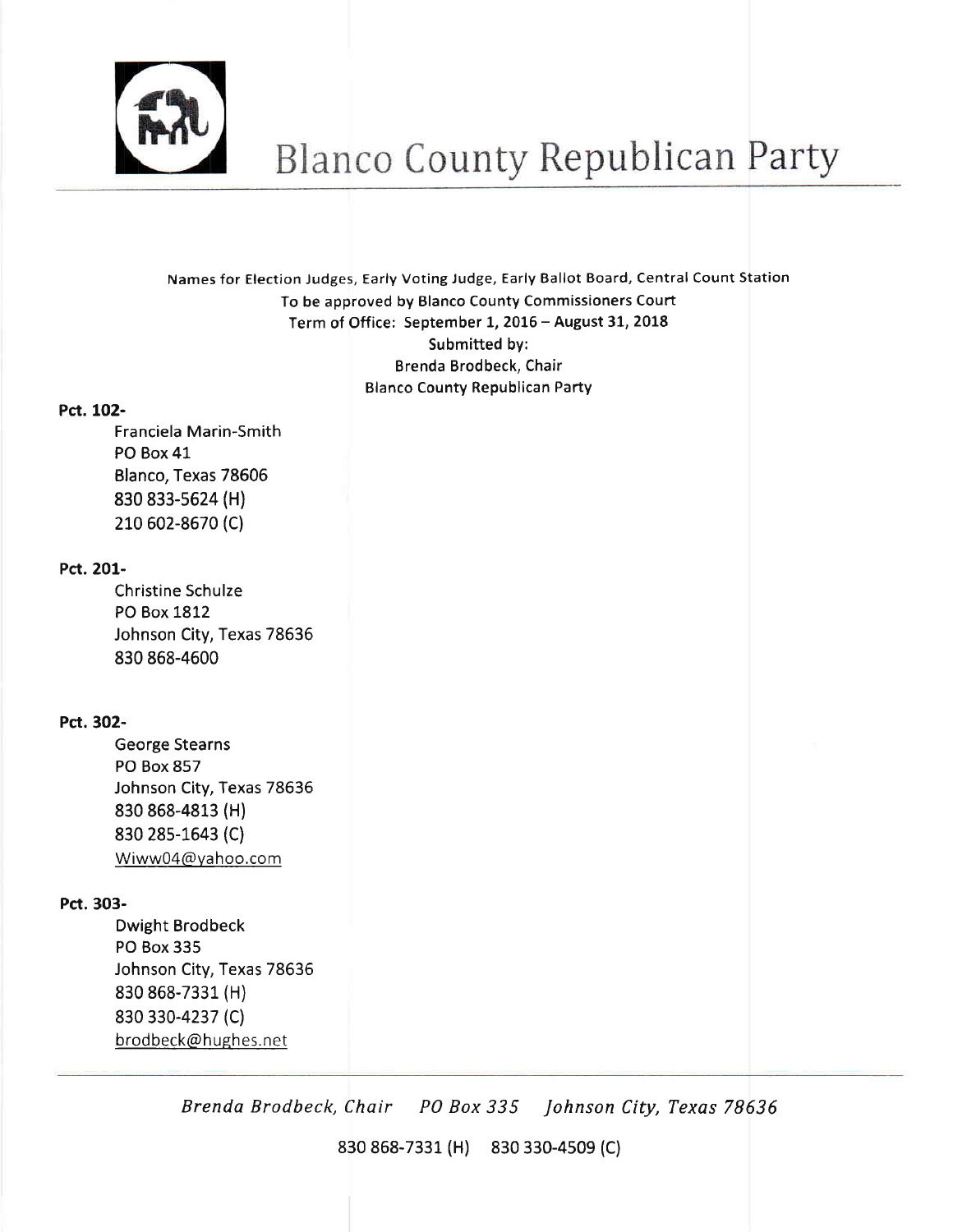# Blanco County Republican Party

Names for Election Judges, Early Voting Judge, Early Ballot Board, Central Count Station
To be approved by Blanco County Commissioners Court
Term of Office: September 1, 2016 – August 31, 2018
Submitted by:
Brenda Brodbeck, Chair
Blanco County Republican Party

**Pct. 102-**

Franciela Marin-Smith
PO Box 41
Blanco, Texas 78606
830 833-5624 (H)
210 602-8670 (C)

**Pct. 201-**

Christine Schulze
PO Box 1812
Johnson City, Texas 78636
830 868-4600

**Pct. 302-**

George Stearns
PO Box 857
Johnson City, Texas 78636
830 868-4813 (H)
830 285-1643 (C)
Wiww04@yahoo.com

**Pct. 303-**

Dwight Brodbeck
PO Box 335
Johnson City, Texas 78636
830 868-7331 (H)
830 330-4237 (C)
brodbeck@hughes.net

*Brenda Brodbeck, Chair PO Box 335 Johnson City, Texas 78636*

830 868-7331 (H) 830 330-4509 (C)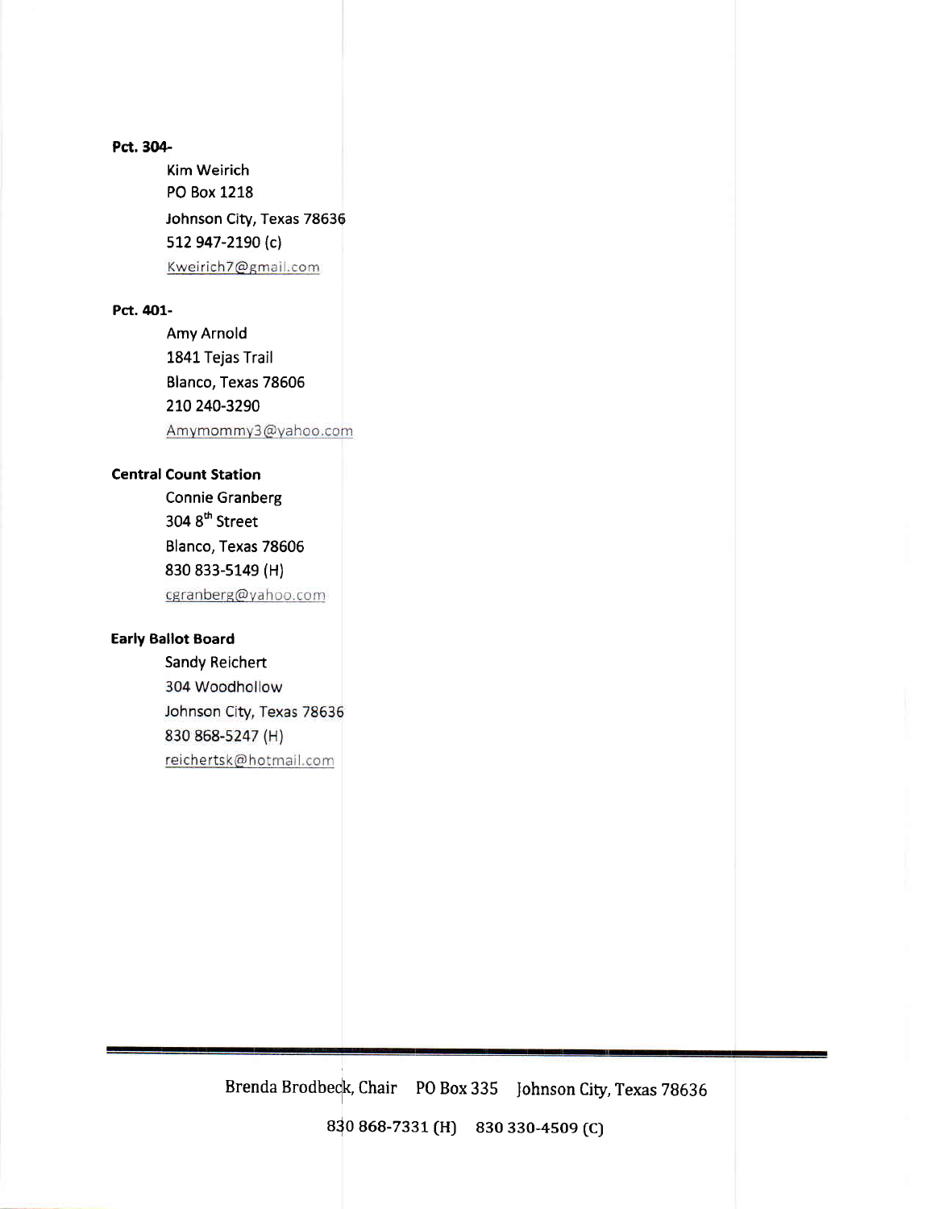**Pct. 304-**

Kim Weirich
PO Box 1218
Johnson City, Texas 78636
512 947-2190 (c)
Kweirich7@gmail.com

**Pct. 401-**

Amy Arnold
1841 Tejas Trail
Blanco, Texas 78606
210 240-3290
Amymommy3@yahoo.com

**Central Count Station**

Connie Granberg
304 8th Street
Blanco, Texas 78606
830 833-5149 (H)
cgranberg@yahoo.com

**Early Ballot Board**

Sandy Reichert
304 Woodhollow
Johnson City, Texas 78636
830 868-5247 (H)
reichertsk@hotmail.com

---

Brenda Brodbeck, Chair PO Box 335 Johnson City, Texas 78636

830 868-7331 (H) 830 330-4509 (C)